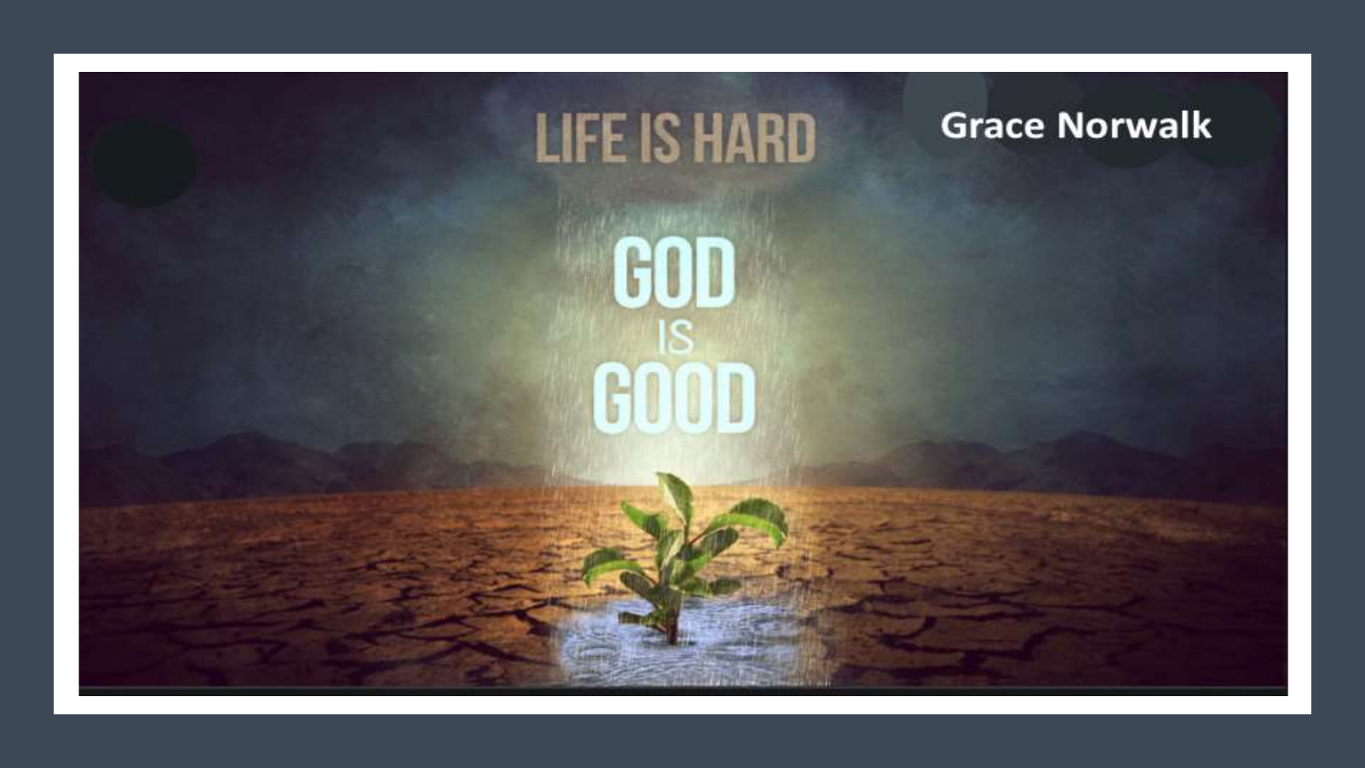# LIFE IS HARD

Grace Norwalk

# GOD IS GOOD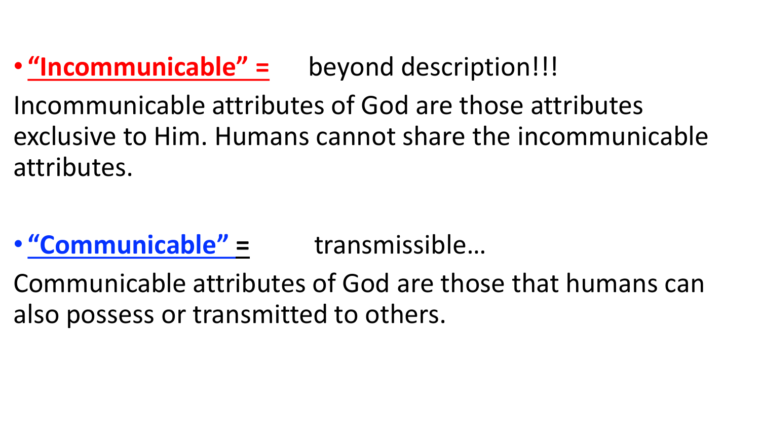- **"Incommunicable" =** beyond description!!!

Incommunicable attributes of God are those attributes exclusive to Him. Humans cannot share the incommunicable attributes.

- **"Communicable" =** transmissible…

Communicable attributes of God are those that humans can also possess or transmitted to others.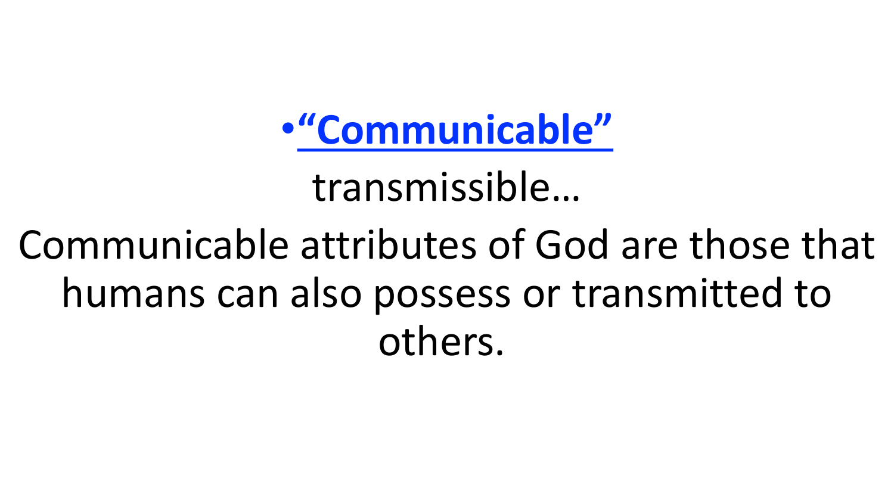- **"Communicable"**

transmissible…

Communicable attributes of God are those that humans can also possess or transmitted to others.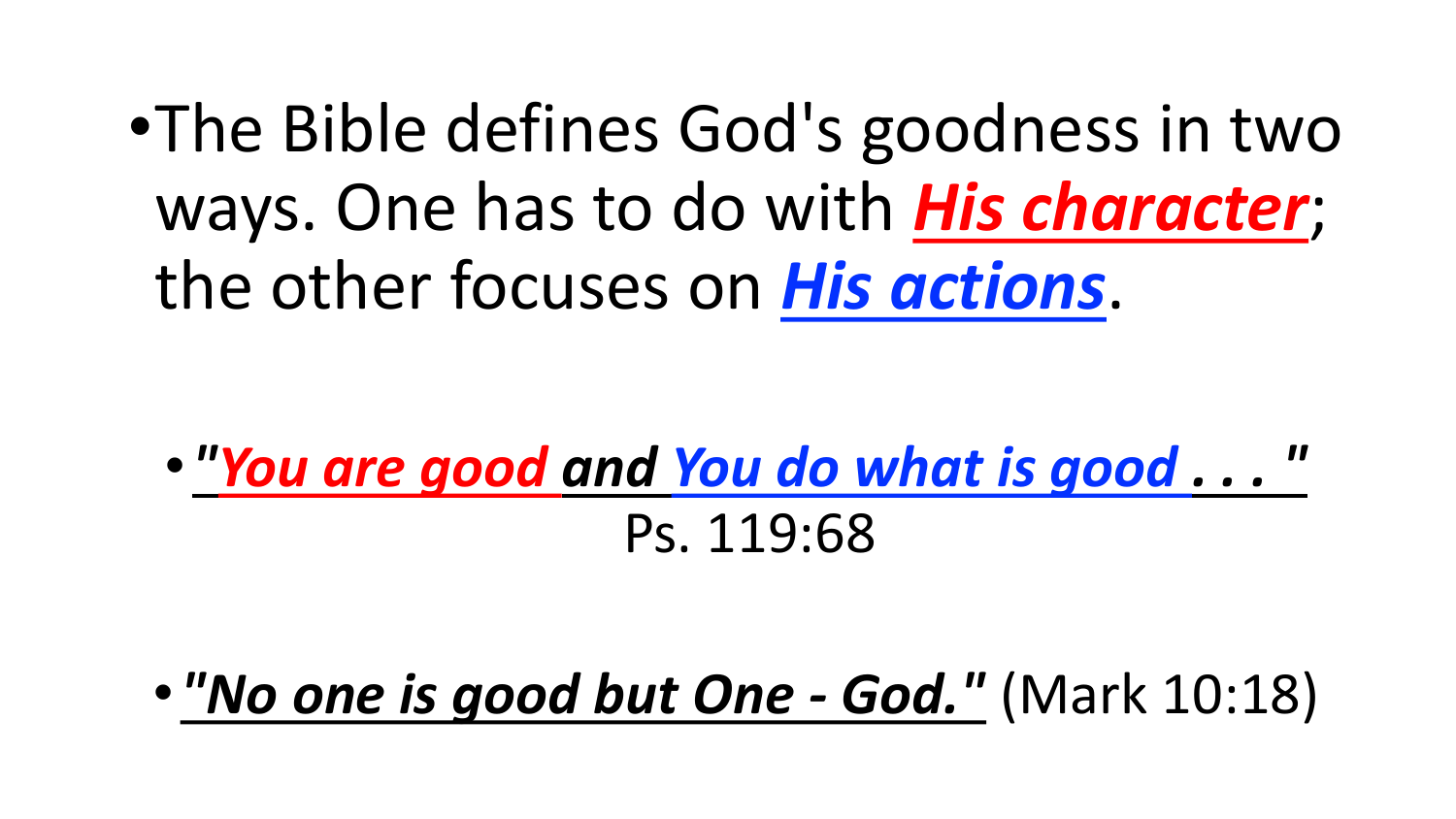- The Bible defines God's goodness in two ways. One has to do with ***His character***; the other focuses on ***His actions***.

- ***"You are good and You do what is good . . . "*** Ps. 119:68

- ***"No one is good but One - God."*** (Mark 10:18)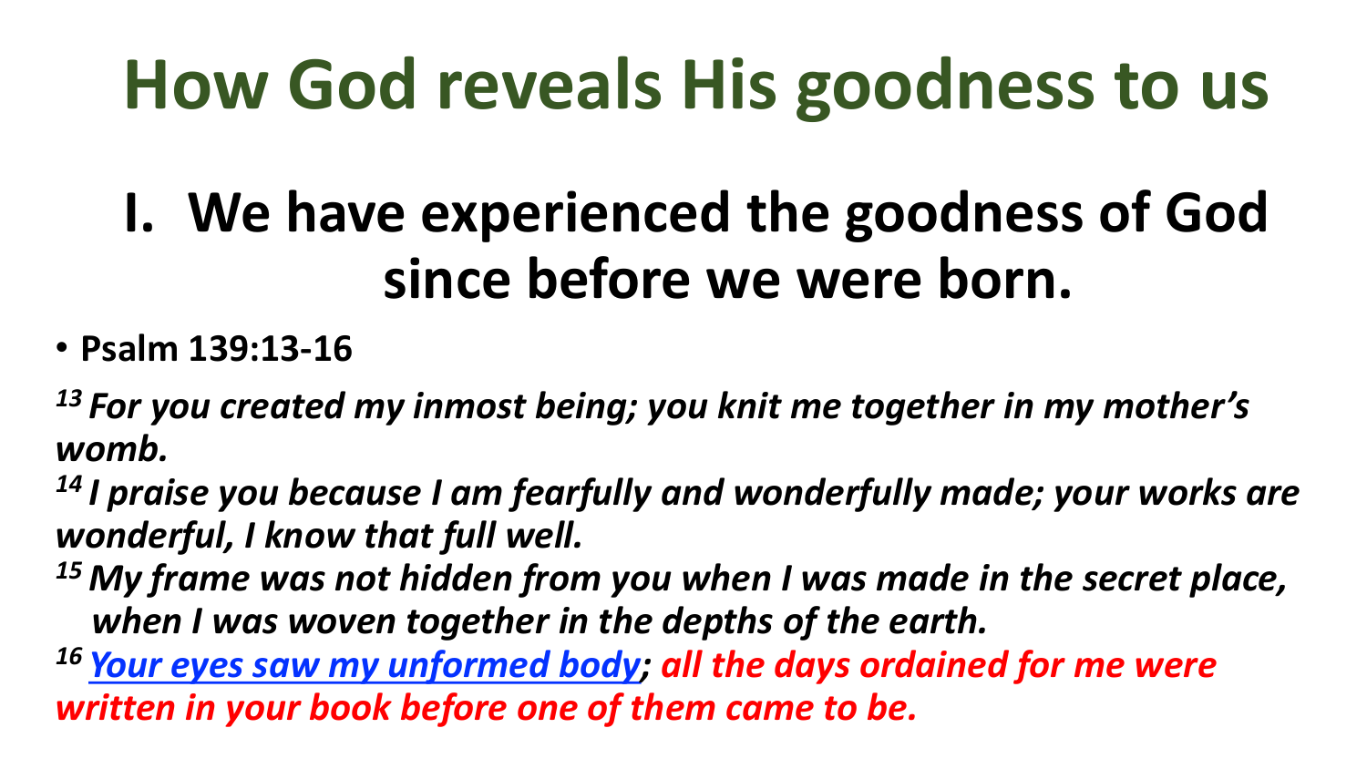# How God reveals His goodness to us

## I. We have experienced the goodness of God since before we were born.

- **Psalm 139:13-16**

***13 For you created my inmost being; you knit me together in my mother's womb.***

***14 I praise you because I am fearfully and wonderfully made; your works are wonderful, I know that full well.***

***15 My frame was not hidden from you when I was made in the secret place, when I was woven together in the depths of the earth.***

***16 Your eyes saw my unformed body; all the days ordained for me were written in your book before one of them came to be.***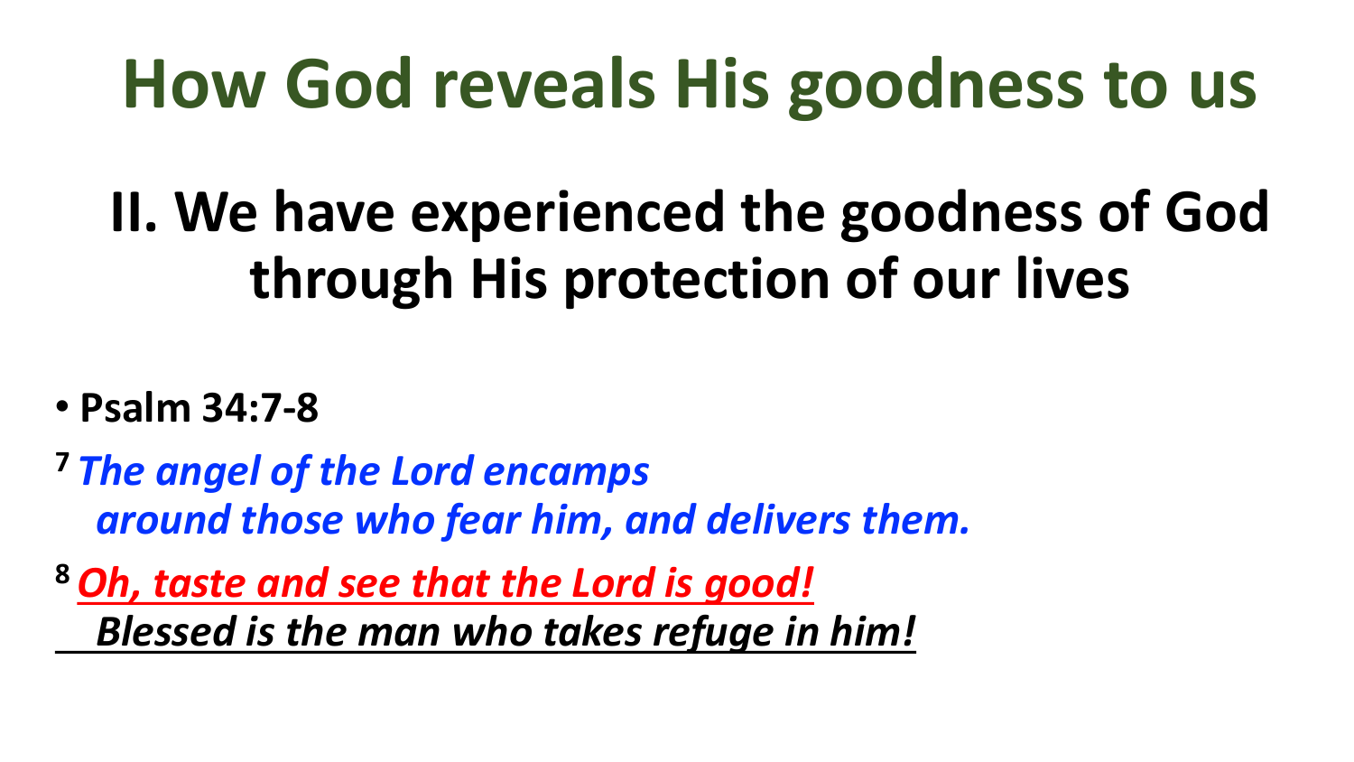# How God reveals His goodness to us

## II. We have experienced the goodness of God through His protection of our lives

- **Psalm 34:7-8**

**7** ***The angel of the Lord encamps***
***around those who fear him, and delivers them.***

**8** ***Oh, taste and see that the Lord is good!***
***Blessed is the man who takes refuge in him!***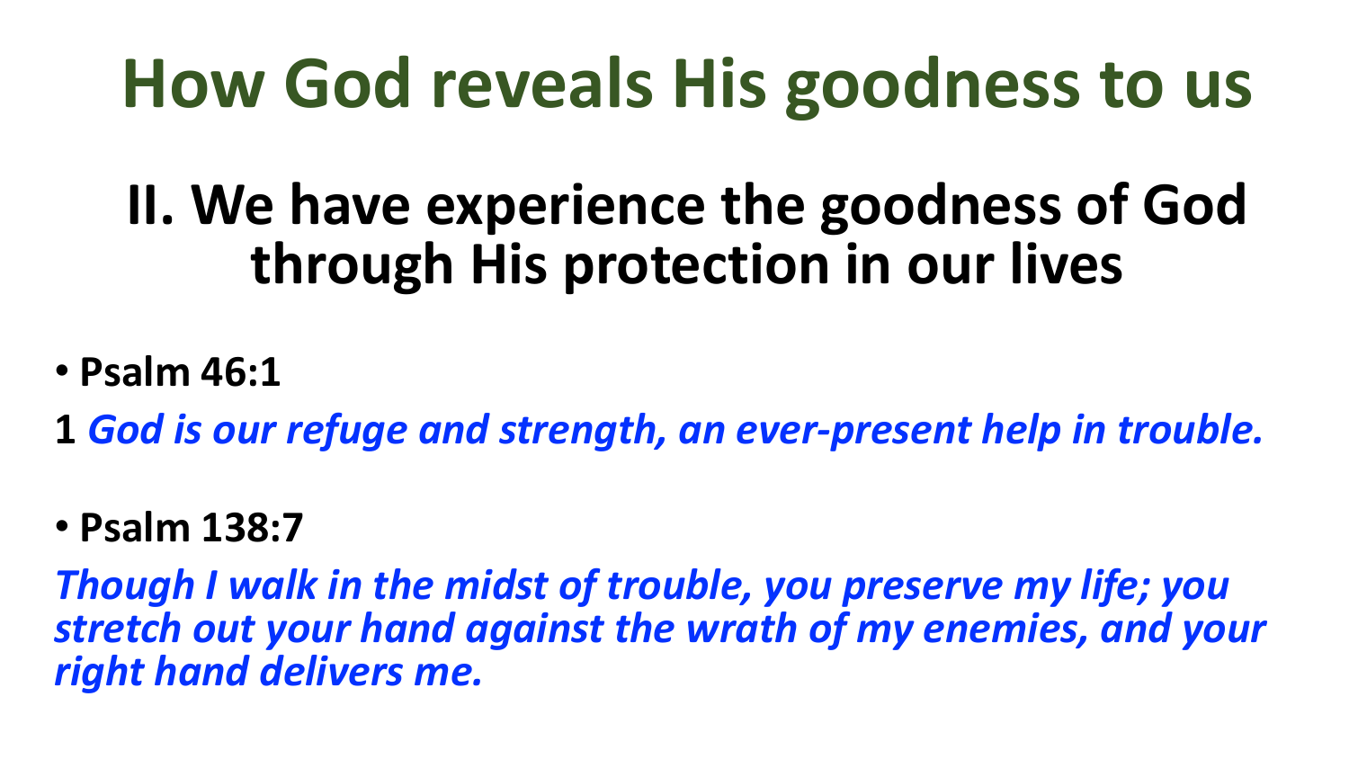# How God reveals His goodness to us

## II. We have experience the goodness of God through His protection in our lives

- **Psalm 46:1**

**1** ***God is our refuge and strength, an ever-present help in trouble.***

- **Psalm 138:7**

***Though I walk in the midst of trouble, you preserve my life; you stretch out your hand against the wrath of my enemies, and your right hand delivers me.***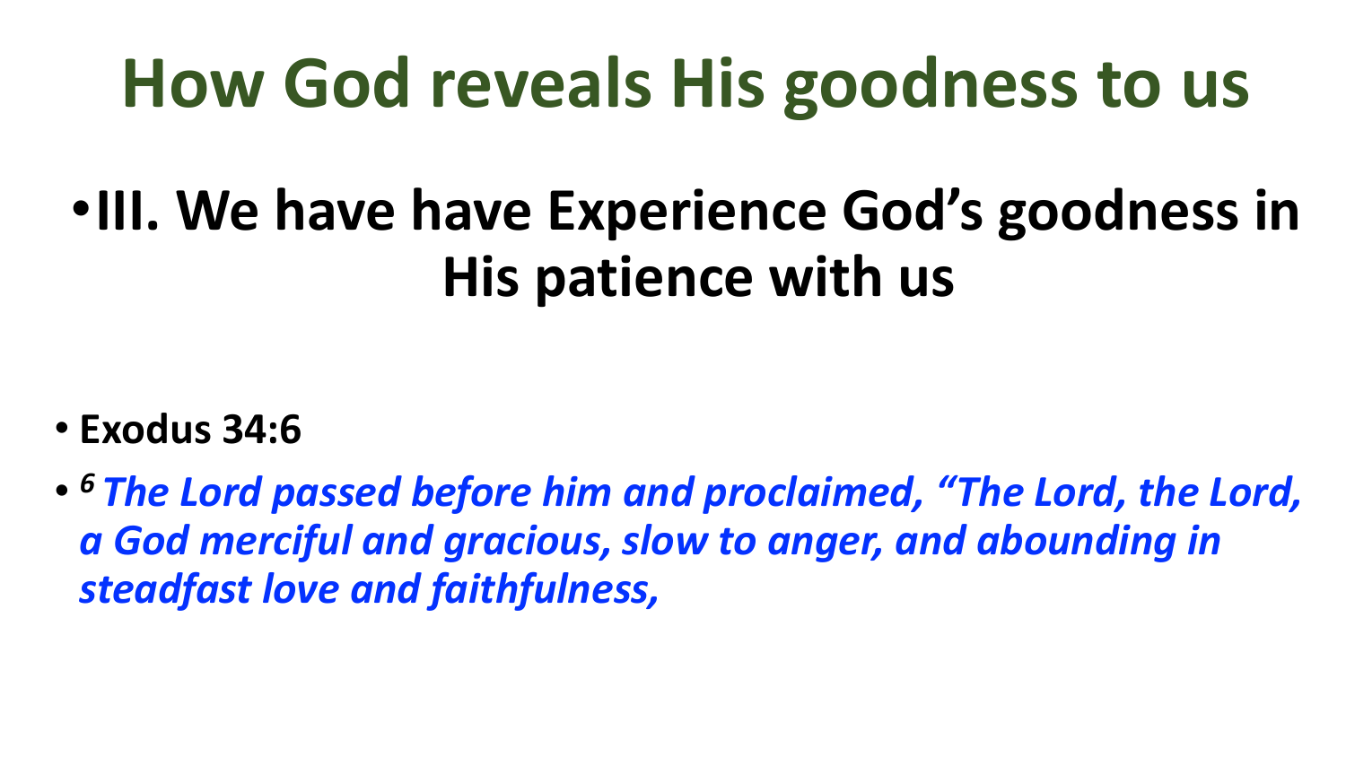# How God reveals His goodness to us

- **III. We have have Experience God's goodness in His patience with us**

- **Exodus 34:6**
- *[6] The Lord passed before him and proclaimed, "The Lord, the Lord, a God merciful and gracious, slow to anger, and abounding in steadfast love and faithfulness,*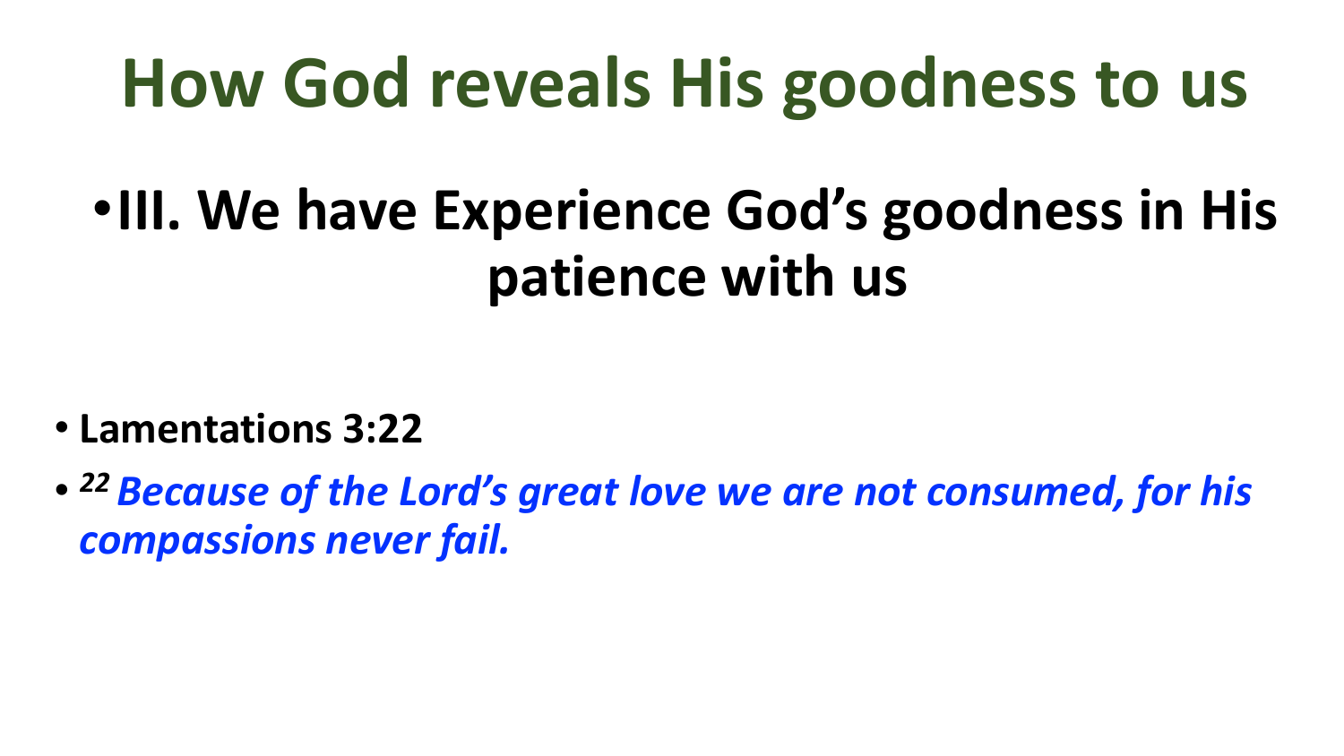# How God reveals His goodness to us

- **III. We have Experience God’s goodness in His patience with us**

- **Lamentations 3:22**
- ***22 Because of the Lord’s great love we are not consumed, for his compassions never fail.***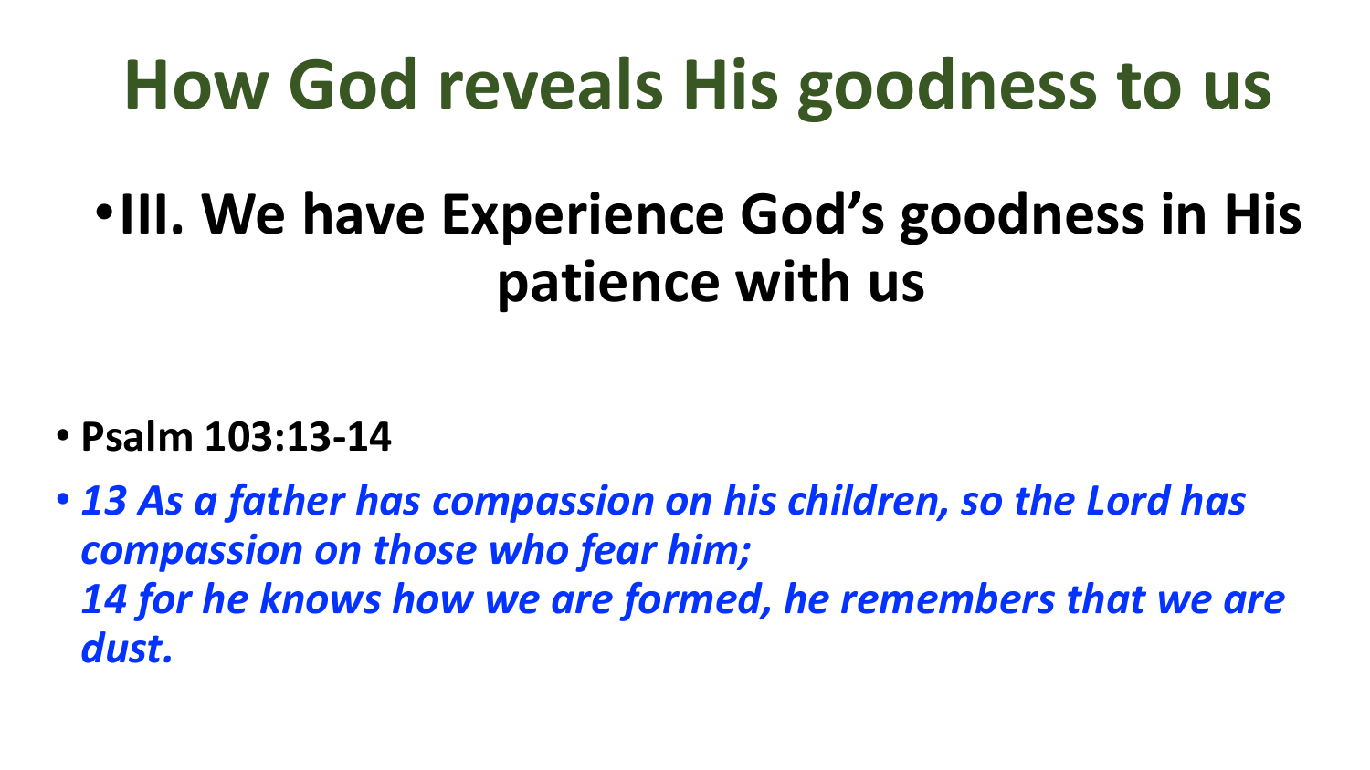# How God reveals His goodness to us

- **III. We have Experience God's goodness in His patience with us**

- **Psalm 103:13-14**
- ***13 As a father has compassion on his children, so the Lord has compassion on those who fear him;***
  ***14 for he knows how we are formed, he remembers that we are dust.***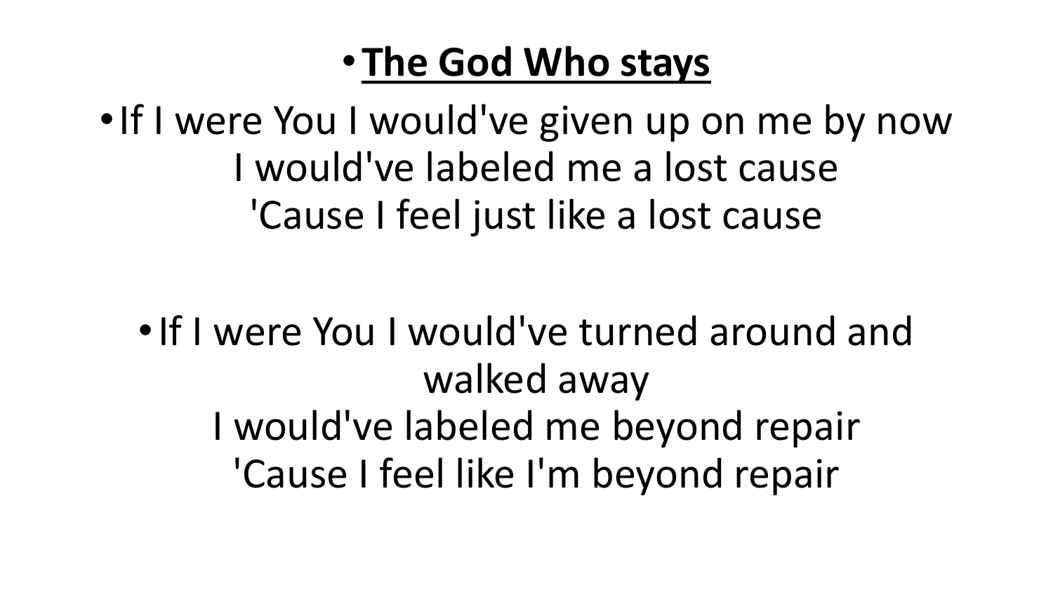- **<u>The God Who stays</u>**

- If I were You I would've given up on me by now
  I would've labeled me a lost cause
  'Cause I feel just like a lost cause

- If I were You I would've turned around and walked away
  I would've labeled me beyond repair
  'Cause I feel like I'm beyond repair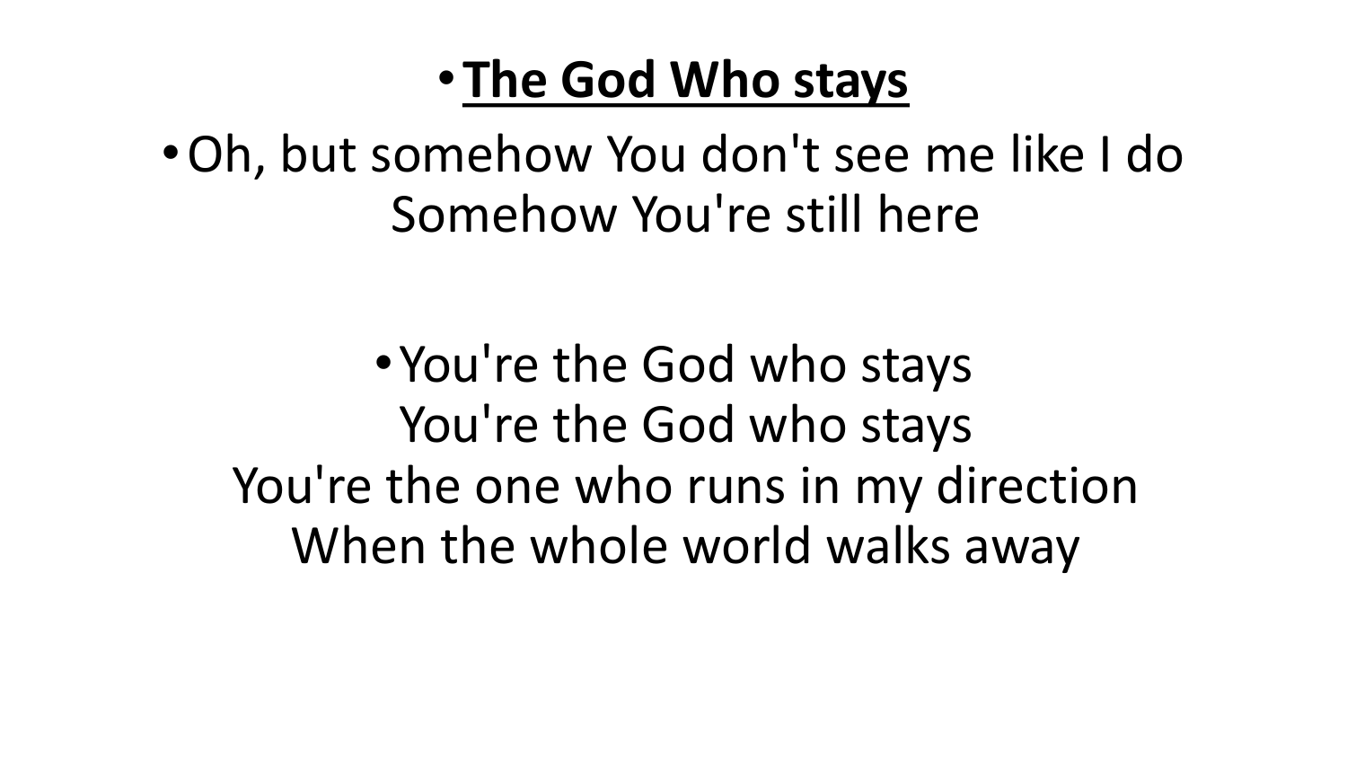- **<u>The God Who stays</u>**
- Oh, but somehow You don't see me like I do
  Somehow You're still here

- You're the God who stays
  You're the God who stays
  You're the one who runs in my direction
  When the whole world walks away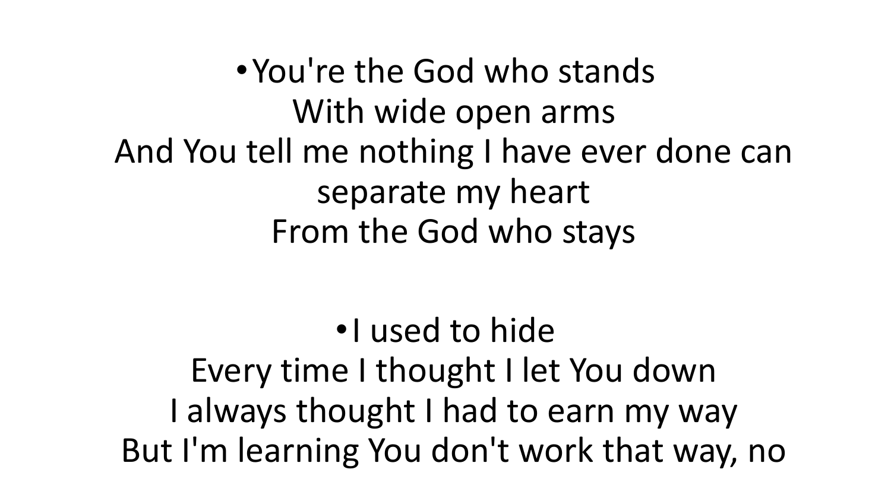- You're the God who stands
  With wide open arms
  And You tell me nothing I have ever done can separate my heart
  From the God who stays

- I used to hide
  Every time I thought I let You down
  I always thought I had to earn my way
  But I'm learning You don't work that way, no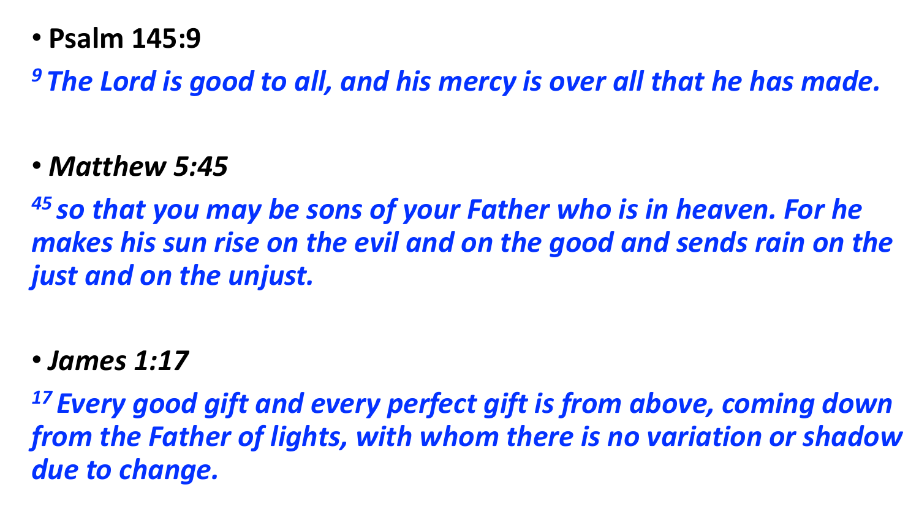- **Psalm 145:9**

*[9] The Lord is good to all, and his mercy is over all that he has made.*

- ***Matthew 5:45***

*[45] so that you may be sons of your Father who is in heaven. For he makes his sun rise on the evil and on the good and sends rain on the just and on the unjust.*

- ***James 1:17***

*[17] Every good gift and every perfect gift is from above, coming down from the Father of lights, with whom there is no variation or shadow due to change.*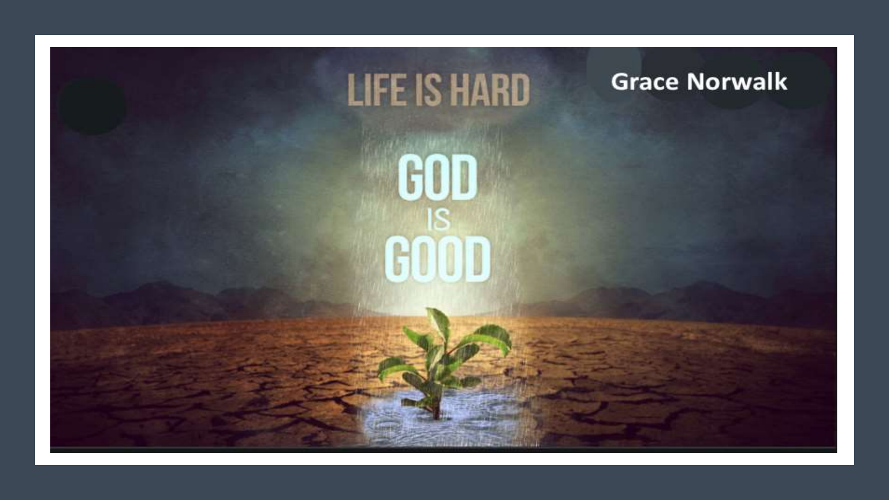LIFE IS HARD

Grace Norwalk

GOD IS GOOD